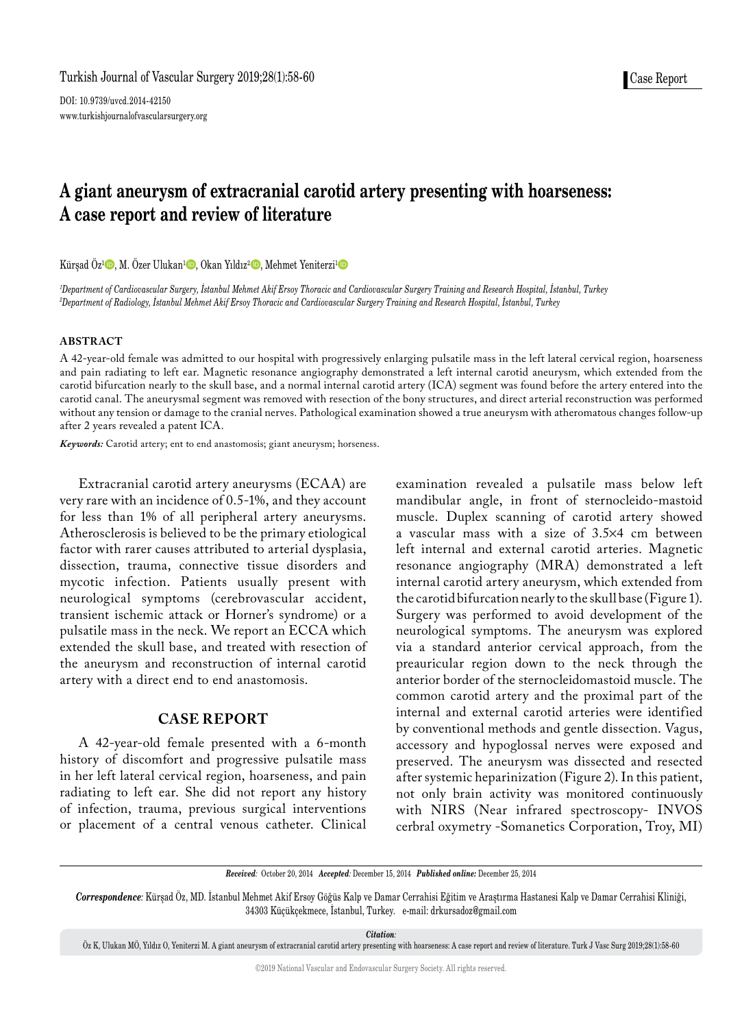# A giant aneurysm of extracranial carotid artery presenting with hoarseness: A case report and review of literature

Kürşad Öz[1], M. Özer Ulukan[1], Okan Yıldız[2], Mehmet Yeniterzi[1]

[1]*Department of Cardiovascular Surgery, İstanbul Mehmet Akif Ersoy Thoracic and Cardiovascular Surgery Training and Research Hospital, İstanbul, Turkey*
[2]*Department of Radiology, İstanbul Mehmet Akif Ersoy Thoracic and Cardiovascular Surgery Training and Research Hospital, İstanbul, Turkey*

### ABSTRACT

A 42-year-old female was admitted to our hospital with progressively enlarging pulsatile mass in the left lateral cervical region, hoarseness and pain radiating to left ear. Magnetic resonance angiography demonstrated a left internal carotid aneurysm, which extended from the carotid bifurcation nearly to the skull base, and a normal internal carotid artery (ICA) segment was found before the artery entered into the carotid canal. The aneurysmal segment was removed with resection of the bony structures, and direct arterial reconstruction was performed without any tension or damage to the cranial nerves. Pathological examination showed a true aneurysm with atheromatous changes follow-up after 2 years revealed a patent ICA.

***Keywords:*** Carotid artery; ent to end anastomosis; giant aneurysm; horseness.

Extracranial carotid artery aneurysms (ECAA) are very rare with an incidence of 0.5-1%, and they account for less than 1% of all peripheral artery aneurysms. Atherosclerosis is believed to be the primary etiological factor with rarer causes attributed to arterial dysplasia, dissection, trauma, connective tissue disorders and mycotic infection. Patients usually present with neurological symptoms (cerebrovascular accident, transient ischemic attack or Horner's syndrome) or a pulsatile mass in the neck. We report an ECCA which extended the skull base, and treated with resection of the aneurysm and reconstruction of internal carotid artery with a direct end to end anastomosis.

## CASE REPORT

A 42-year-old female presented with a 6-month history of discomfort and progressive pulsatile mass in her left lateral cervical region, hoarseness, and pain radiating to left ear. She did not report any history of infection, trauma, previous surgical interventions or placement of a central venous catheter. Clinical examination revealed a pulsatile mass below left mandibular angle, in front of sternocleido-mastoid muscle. Duplex scanning of carotid artery showed a vascular mass with a size of 3.5×4 cm between left internal and external carotid arteries. Magnetic resonance angiography (MRA) demonstrated a left internal carotid artery aneurysm, which extended from the carotid bifurcation nearly to the skull base (Figure 1). Surgery was performed to avoid development of the neurological symptoms. The aneurysm was explored via a standard anterior cervical approach, from the preauricular region down to the neck through the anterior border of the sternocleidomastoid muscle. The common carotid artery and the proximal part of the internal and external carotid arteries were identified by conventional methods and gentle dissection. Vagus, accessory and hypoglossal nerves were exposed and preserved. The aneurysm was dissected and resected after systemic heparinization (Figure 2). In this patient, not only brain activity was monitored continuously with NIRS (Near infrared spectroscopy- INVOS cerbral oxymetry -Somanetics Corporation, Troy, MI)

***Received:*** October 20, 2014 ***Accepted:*** December 15, 2014 ***Published online:*** December 25, 2014

***Correspondence:*** Kürşad Öz, MD. İstanbul Mehmet Akif Ersoy Göğüs Kalp ve Damar Cerrahisi Eğitim ve Araştırma Hastanesi Kalp ve Damar Cerrahisi Kliniği, 34303 Küçükçekmece, İstanbul, Turkey. e-mail: drkursadoz@gmail.com

***Citation:***
Öz K, Ulukan MÖ, Yıldız O, Yeniterzi M. A giant aneurysm of extracranial carotid artery presenting with hoarseness: A case report and review of literature. Turk J Vasc Surg 2019;28(1):58-60

©2019 National Vascular and Endovascular Surgery Society. All rights reserved.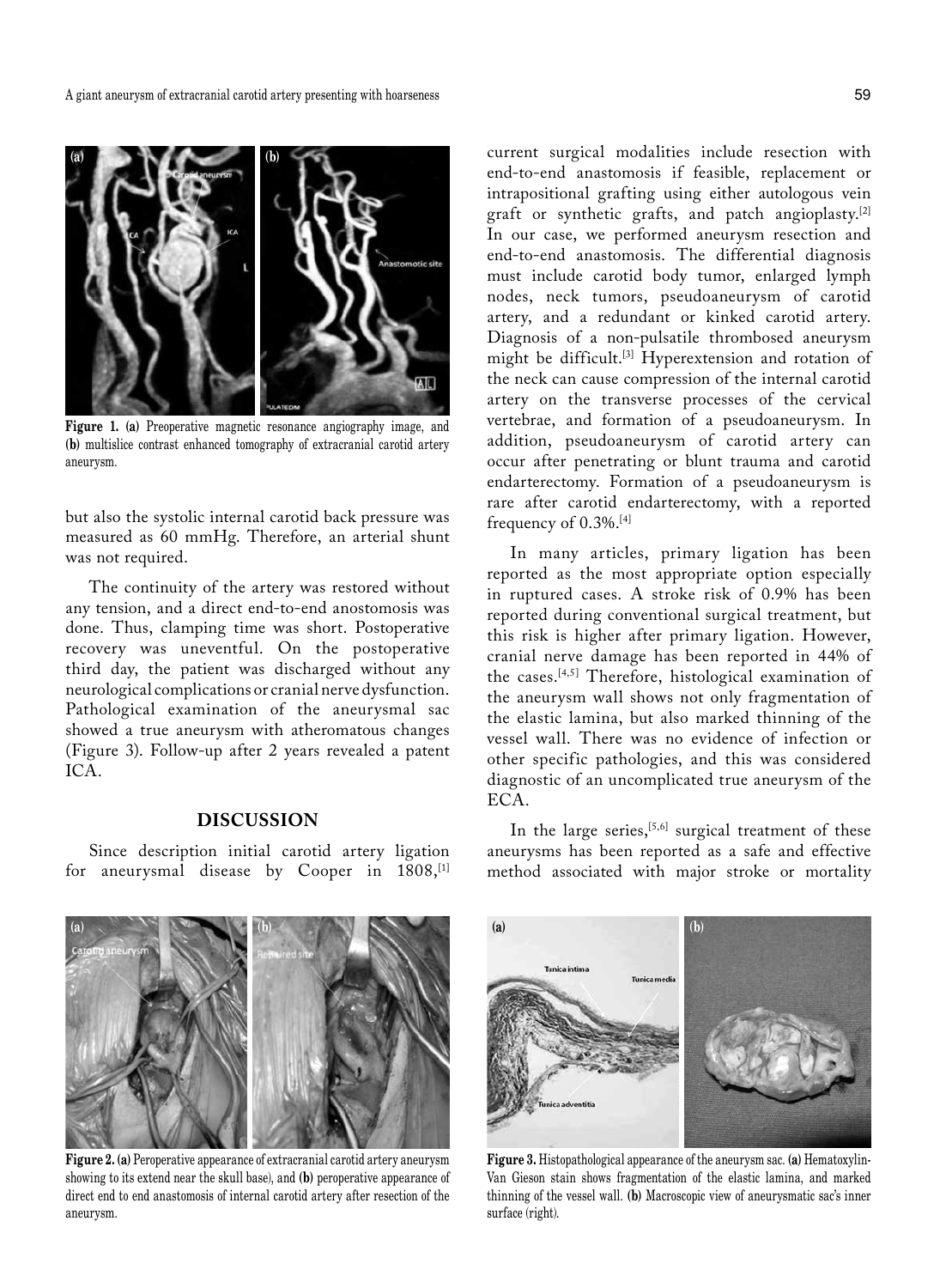**Figure 1. (a)** Preoperative magnetic resonance angiography image, and **(b)** multislice contrast enhanced tomography of extracranial carotid artery aneurysm.

but also the systolic internal carotid back pressure was measured as 60 mmHg. Therefore, an arterial shunt was not required.

The continuity of the artery was restored without any tension, and a direct end-to-end anostomosis was done. Thus, clamping time was short. Postoperative recovery was uneventful. On the postoperative third day, the patient was discharged without any neurological complications or cranial nerve dysfunction. Pathological examination of the aneurysmal sac showed a true aneurysm with atheromatous changes (Figure 3). Follow-up after 2 years revealed a patent ICA.

## DISCUSSION

Since description initial carotid artery ligation for aneurysmal disease by Cooper in 1808,[1] current surgical modalities include resection with end-to-end anastomosis if feasible, replacement or intrapositional grafting using either autologous vein graft or synthetic grafts, and patch angioplasty.[2] In our case, we performed aneurysm resection and end-to-end anastomosis. The differential diagnosis must include carotid body tumor, enlarged lymph nodes, neck tumors, pseudoaneurysm of carotid artery, and a redundant or kinked carotid artery. Diagnosis of a non-pulsatile thrombosed aneurysm might be difficult.[3] Hyperextension and rotation of the neck can cause compression of the internal carotid artery on the transverse processes of the cervical vertebrae, and formation of a pseudoaneurysm. In addition, pseudoaneurysm of carotid artery can occur after penetrating or blunt trauma and carotid endarterectomy. Formation of a pseudoaneurysm is rare after carotid endarterectomy, with a reported frequency of 0.3%.[4]

In many articles, primary ligation has been reported as the most appropriate option especially in ruptured cases. A stroke risk of 0.9% has been reported during conventional surgical treatment, but this risk is higher after primary ligation. However, cranial nerve damage has been reported in 44% of the cases.[4,5] Therefore, histological examination of the aneurysm wall shows not only fragmentation of the elastic lamina, but also marked thinning of the vessel wall. There was no evidence of infection or other specific pathologies, and this was considered diagnostic of an uncomplicated true aneurysm of the ECA.

In the large series,[5,6] surgical treatment of these aneurysms has been reported as a safe and effective method associated with major stroke or mortality

**Figure 2. (a)** Peroperative appearance of extracranial carotid artery aneurysm showing to its extend near the skull base), and **(b)** peroperative appearance of direct end to end anastomosis of internal carotid artery after resection of the aneurysm.

**Figure 3.** Histopathological appearance of the aneurysm sac. **(a)** Hematoxylin-Van Gieson stain shows fragmentation of the elastic lamina, and marked thinning of the vessel wall. **(b)** Macroscopic view of aneurysmatic sac's inner surface (right).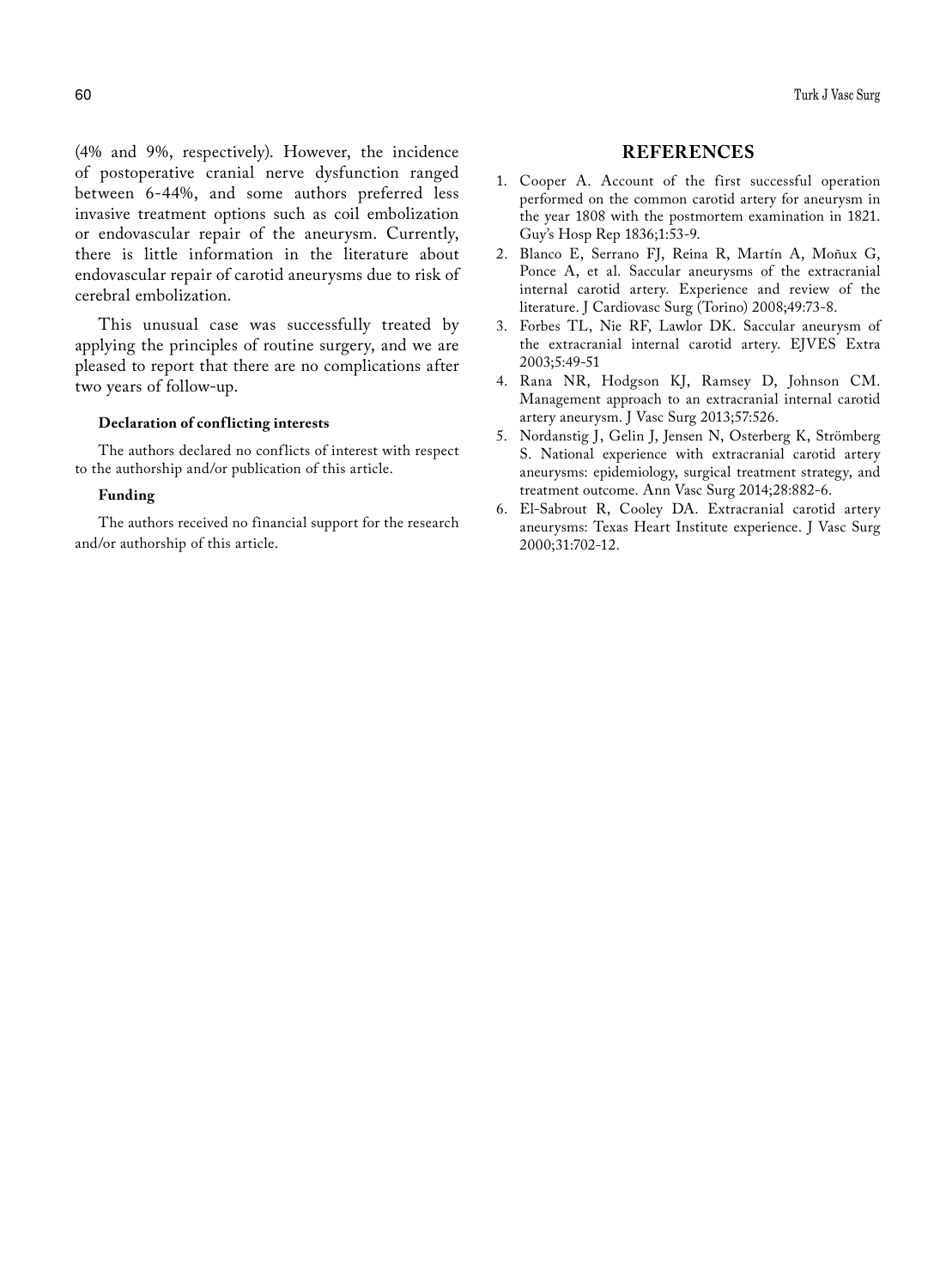(4% and 9%, respectively). However, the incidence of postoperative cranial nerve dysfunction ranged between 6-44%, and some authors preferred less invasive treatment options such as coil embolization or endovascular repair of the aneurysm. Currently, there is little information in the literature about endovascular repair of carotid aneurysms due to risk of cerebral embolization.

This unusual case was successfully treated by applying the principles of routine surgery, and we are pleased to report that there are no complications after two years of follow-up.

**Declaration of conflicting interests**

The authors declared no conflicts of interest with respect to the authorship and/or publication of this article.

**Funding**

The authors received no financial support for the research and/or authorship of this article.

## REFERENCES

1. Cooper A. Account of the first successful operation performed on the common carotid artery for aneurysm in the year 1808 with the postmortem examination in 1821. Guy's Hosp Rep 1836;1:53-9.
2. Blanco E, Serrano FJ, Reina R, Martín A, Moñux G, Ponce A, et al. Saccular aneurysms of the extracranial internal carotid artery. Experience and review of the literature. J Cardiovasc Surg (Torino) 2008;49:73-8.
3. Forbes TL, Nie RF, Lawlor DK. Saccular aneurysm of the extracranial internal carotid artery. EJVES Extra 2003;5:49-51
4. Rana NR, Hodgson KJ, Ramsey D, Johnson CM. Management approach to an extracranial internal carotid artery aneurysm. J Vasc Surg 2013;57:526.
5. Nordanstig J, Gelin J, Jensen N, Osterberg K, Strömberg S. National experience with extracranial carotid artery aneurysms: epidemiology, surgical treatment strategy, and treatment outcome. Ann Vasc Surg 2014;28:882-6.
6. El-Sabrout R, Cooley DA. Extracranial carotid artery aneurysms: Texas Heart Institute experience. J Vasc Surg 2000;31:702-12.